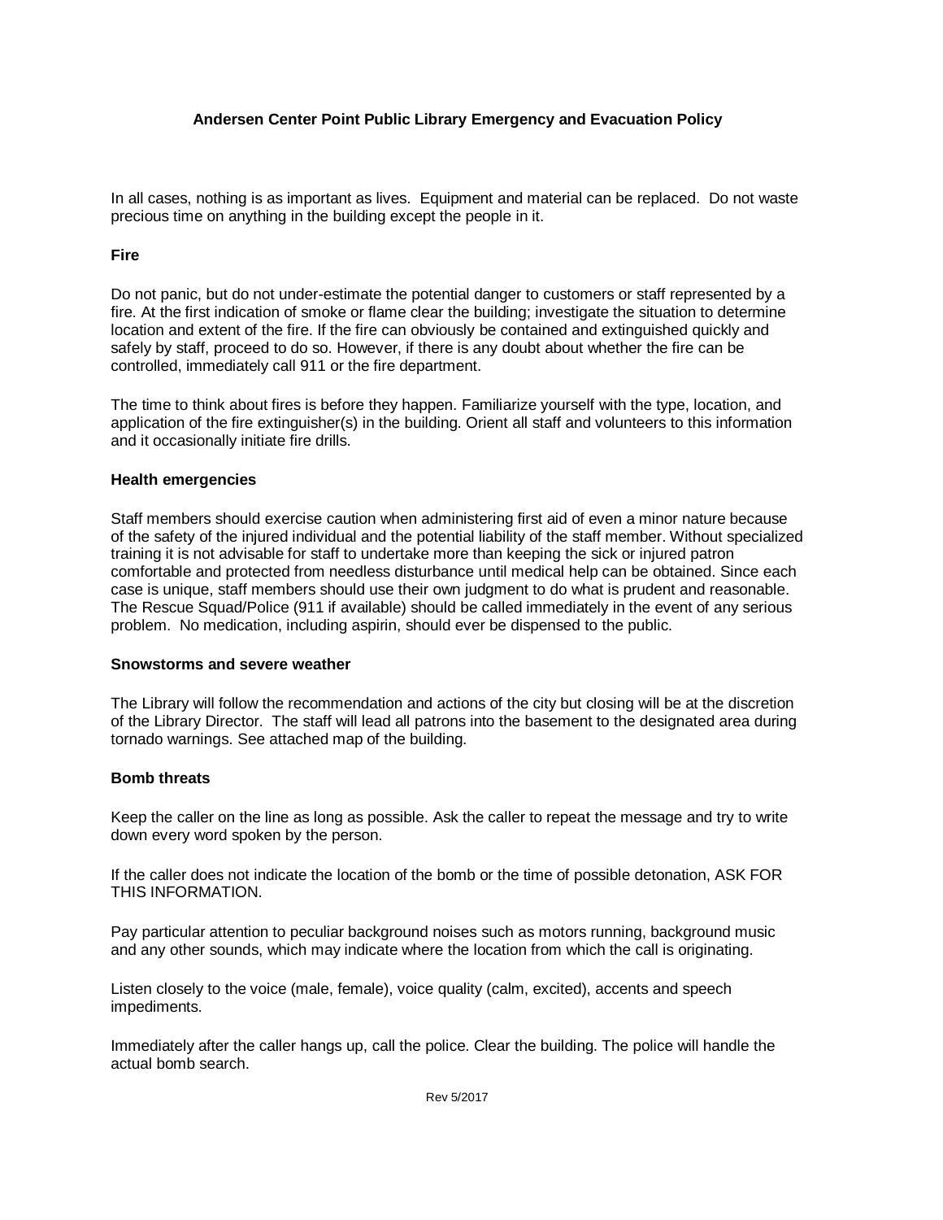# Andersen Center Point Public Library Emergency and Evacuation Policy

In all cases, nothing is as important as lives. Equipment and material can be replaced. Do not waste precious time on anything in the building except the people in it.

## Fire

Do not panic, but do not under-estimate the potential danger to customers or staff represented by a fire. At the first indication of smoke or flame clear the building; investigate the situation to determine location and extent of the fire. If the fire can obviously be contained and extinguished quickly and safely by staff, proceed to do so. However, if there is any doubt about whether the fire can be controlled, immediately call 911 or the fire department.

The time to think about fires is before they happen. Familiarize yourself with the type, location, and application of the fire extinguisher(s) in the building. Orient all staff and volunteers to this information and it occasionally initiate fire drills.

## Health emergencies

Staff members should exercise caution when administering first aid of even a minor nature because of the safety of the injured individual and the potential liability of the staff member. Without specialized training it is not advisable for staff to undertake more than keeping the sick or injured patron comfortable and protected from needless disturbance until medical help can be obtained. Since each case is unique, staff members should use their own judgment to do what is prudent and reasonable. The Rescue Squad/Police (911 if available) should be called immediately in the event of any serious problem. No medication, including aspirin, should ever be dispensed to the public.

## Snowstorms and severe weather

The Library will follow the recommendation and actions of the city but closing will be at the discretion of the Library Director. The staff will lead all patrons into the basement to the designated area during tornado warnings. See attached map of the building.

## Bomb threats

Keep the caller on the line as long as possible. Ask the caller to repeat the message and try to write down every word spoken by the person.

If the caller does not indicate the location of the bomb or the time of possible detonation, ASK FOR THIS INFORMATION.

Pay particular attention to peculiar background noises such as motors running, background music and any other sounds, which may indicate where the location from which the call is originating.

Listen closely to the voice (male, female), voice quality (calm, excited), accents and speech impediments.

Immediately after the caller hangs up, call the police. Clear the building. The police will handle the actual bomb search.

Rev 5/2017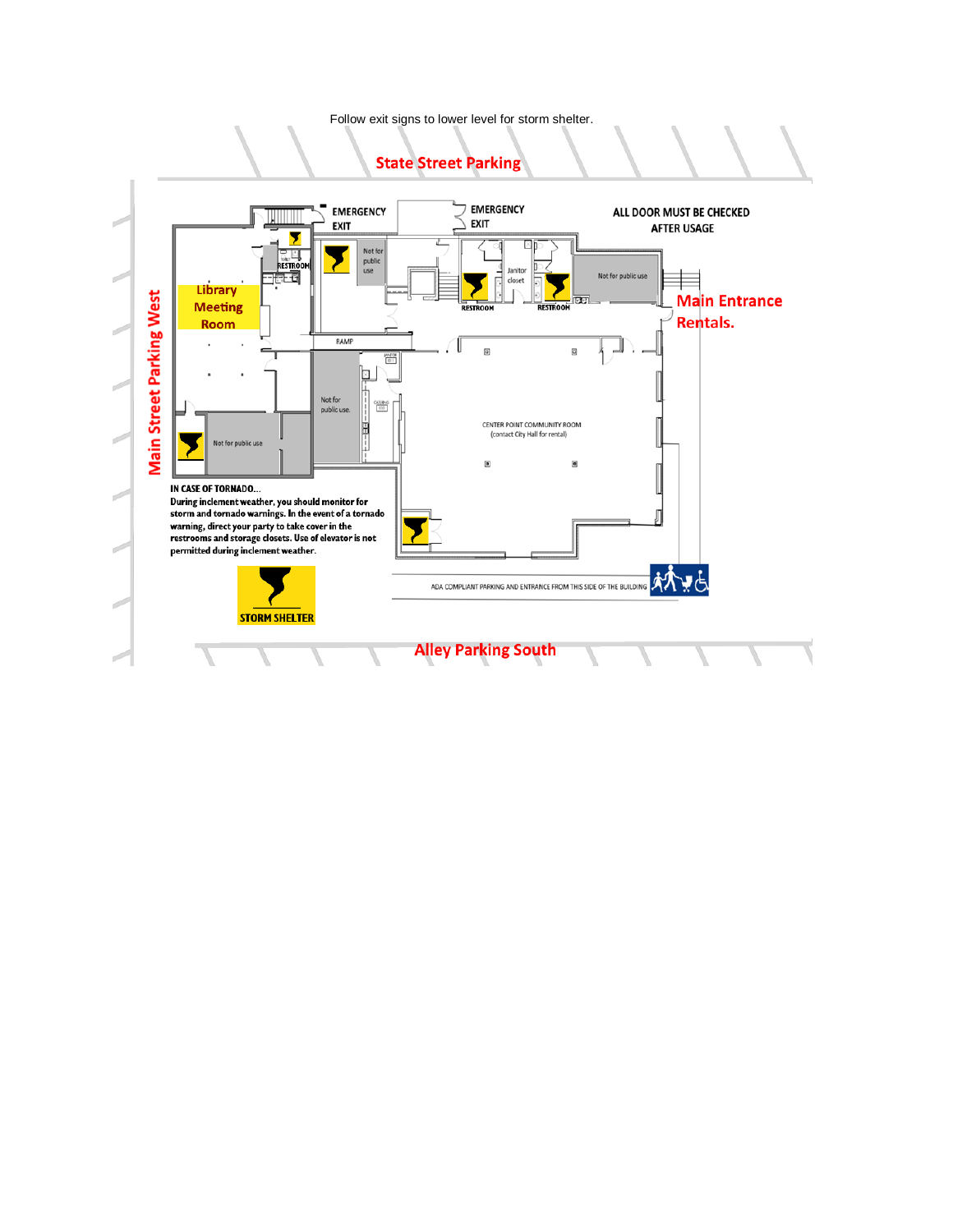Follow exit signs to lower level for storm shelter.

State Street Parking

EMERGENCY EXIT

EMERGENCY EXIT

ALL DOOR MUST BE CHECKED AFTER USAGE

RESTROOM

Not for public use

Janitor closet

RESTROOM

RESTROOM

Not for public use

Main Entrance Rentals.

Library Meeting Room

RAMP

Main Street Parking West

Not for public use.

CENTER POINT COMMUNITY ROOM (contact City Hall for rental)

Not for public use

**IN CASE OF TORNADO...**

**During inclement weather, you should monitor for storm and tornado warnings. In the event of a tornado warning, direct your party to take cover in the restrooms and storage closets. Use of elevator is not permitted during inclement weather.**

STORM SHELTER

ADA COMPLIANT PARKING AND ENTRANCE FROM THIS SIDE OF THE BUILDING

Alley Parking South